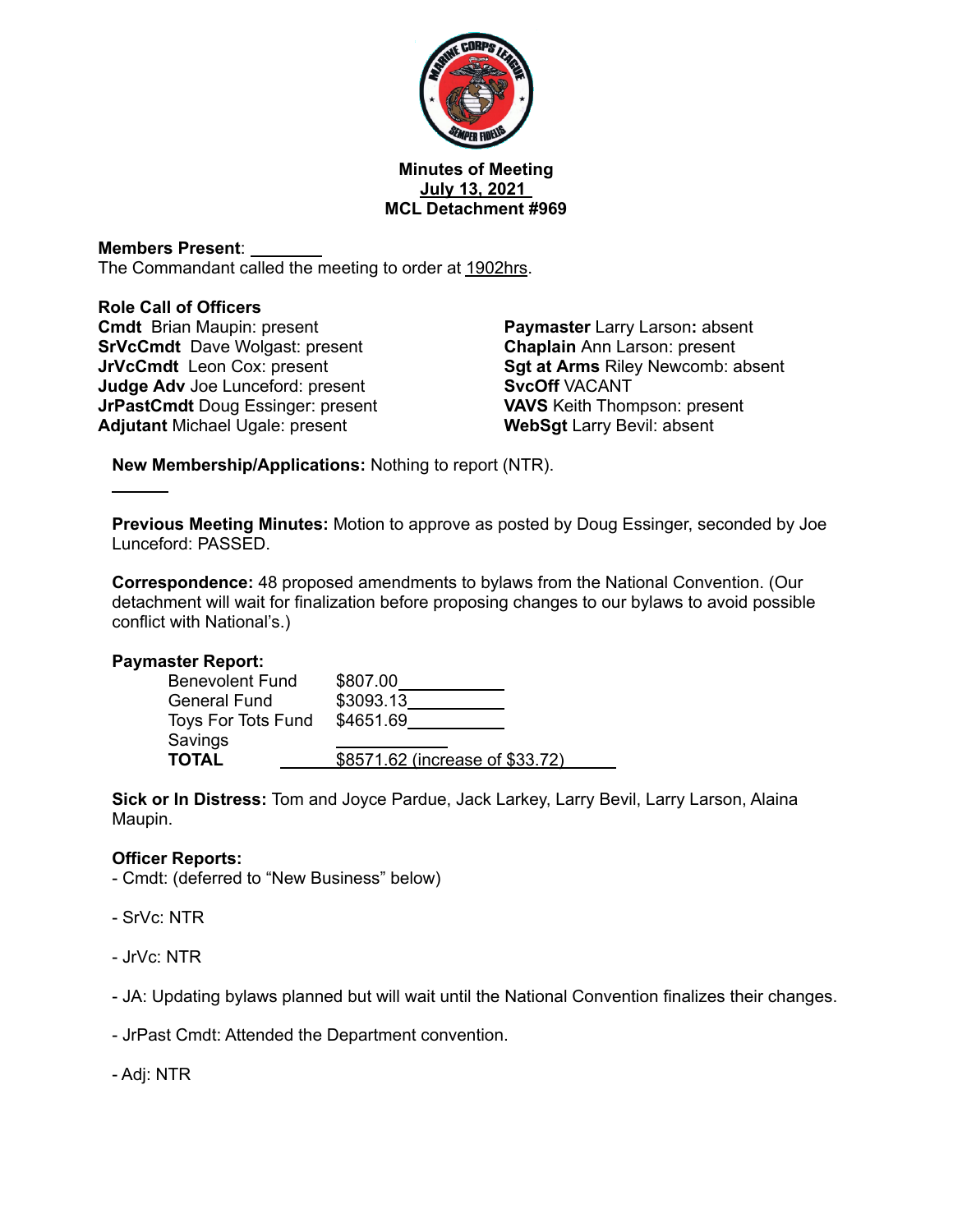**Minutes of Meeting**
**July 13, 2021**
**MCL Detachment #969**

**Members Present**: ________
The Commandant called the meeting to order at 1902hrs.

**Role Call of Officers**

**Cmdt** Brian Maupin: present
**SrVcCmdt** Dave Wolgast: present
**JrVcCmdt** Leon Cox: present
**Judge Adv** Joe Lunceford: present
**JrPastCmdt** Doug Essinger: present
**Adjutant** Michael Ugale: present
**Paymaster** Larry Larson: absent
**Chaplain** Ann Larson: present
**Sgt at Arms** Riley Newcomb: absent
**SvcOff** VACANT
**VAVS** Keith Thompson: present
**WebSgt** Larry Bevil: absent

**New Membership/Applications:** Nothing to report (NTR).

**Previous Meeting Minutes:** Motion to approve as posted by Doug Essinger, seconded by Joe Lunceford: PASSED.

**Correspondence:** 48 proposed amendments to bylaws from the National Convention. (Our detachment will wait for finalization before proposing changes to our bylaws to avoid possible conflict with National's.)

**Paymaster Report:**

| | |
|---|---|
| Benevolent Fund | $807.00 |
| General Fund | $3093.13 |
| Toys For Tots Fund | $4651.69 |
| Savings | |
| **TOTAL** | $8571.62 (increase of $33.72) |

**Sick or In Distress:** Tom and Joyce Pardue, Jack Larkey, Larry Bevil, Larry Larson, Alaina Maupin.

**Officer Reports:**

- Cmdt: (deferred to "New Business" below)

- SrVc: NTR

- JrVc: NTR

- JA: Updating bylaws planned but will wait until the National Convention finalizes their changes.

- JrPast Cmdt: Attended the Department convention.

- Adj: NTR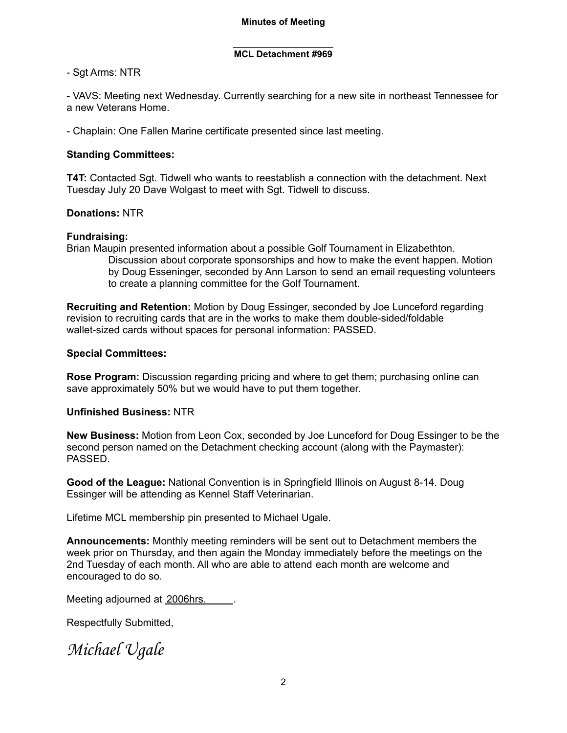**Minutes of Meeting**

**MCL Detachment #969**

- Sgt Arms: NTR

- VAVS: Meeting next Wednesday. Currently searching for a new site in northeast Tennessee for a new Veterans Home.

- Chaplain: One Fallen Marine certificate presented since last meeting.

**Standing Committees:**

**T4T:** Contacted Sgt. Tidwell who wants to reestablish a connection with the detachment. Next Tuesday July 20 Dave Wolgast to meet with Sgt. Tidwell to discuss.

**Donations:** NTR

**Fundraising:**
Brian Maupin presented information about a possible Golf Tournament in Elizabethton.

> Discussion about corporate sponsorships and how to make the event happen. Motion by Doug Esseninger, seconded by Ann Larson to send an email requesting volunteers to create a planning committee for the Golf Tournament.

**Recruiting and Retention:** Motion by Doug Essinger, seconded by Joe Lunceford regarding revision to recruiting cards that are in the works to make them double-sided/foldable wallet-sized cards without spaces for personal information: PASSED.

**Special Committees:**

**Rose Program:** Discussion regarding pricing and where to get them; purchasing online can save approximately 50% but we would have to put them together.

**Unfinished Business:** NTR

**New Business:** Motion from Leon Cox, seconded by Joe Lunceford for Doug Essinger to be the second person named on the Detachment checking account (along with the Paymaster): PASSED.

**Good of the League:** National Convention is in Springfield Illinois on August 8-14. Doug Essinger will be attending as Kennel Staff Veterinarian.

Lifetime MCL membership pin presented to Michael Ugale.

**Announcements:** Monthly meeting reminders will be sent out to Detachment members the week prior on Thursday, and then again the Monday immediately before the meetings on the 2nd Tuesday of each month. All who are able to attend each month are welcome and encouraged to do so.

Meeting adjourned at 2006hrs.

Respectfully Submitted,

*Michael Ugale*